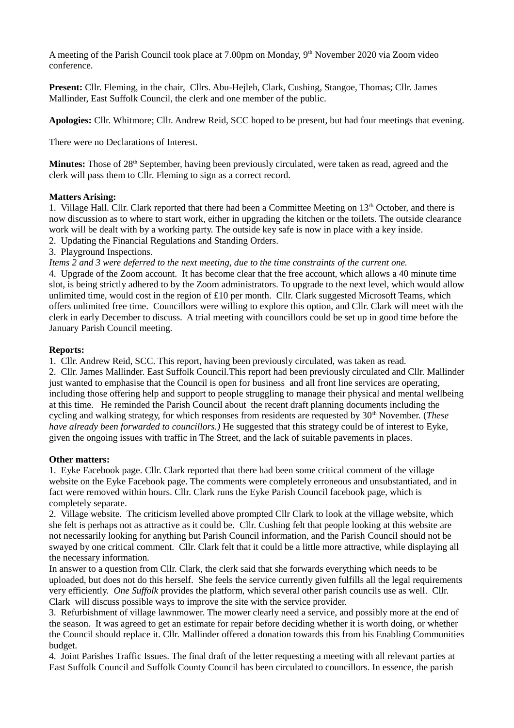A meeting of the Parish Council took place at 7.00pm on Monday, 9th November 2020 via Zoom video conference.

**Present:** Cllr. Fleming, in the chair, Cllrs. Abu-Hejleh, Clark, Cushing, Stangoe, Thomas; Cllr. James Mallinder, East Suffolk Council, the clerk and one member of the public.

**Apologies:** Cllr. Whitmore; Cllr. Andrew Reid, SCC hoped to be present, but had four meetings that evening.

There were no Declarations of Interest.

**Minutes:** Those of 28th September, having been previously circulated, were taken as read, agreed and the clerk will pass them to Cllr. Fleming to sign as a correct record.

**Matters Arising:**

1. Village Hall. Cllr. Clark reported that there had been a Committee Meeting on 13th October, and there is now discussion as to where to start work, either in upgrading the kitchen or the toilets. The outside clearance work will be dealt with by a working party. The outside key safe is now in place with a key inside.
2. Updating the Financial Regulations and Standing Orders.
3. Playground Inspections.

*Items 2 and 3 were deferred to the next meeting, due to the time constraints of the current one.*

4. Upgrade of the Zoom account. It has become clear that the free account, which allows a 40 minute time slot, is being strictly adhered to by the Zoom administrators. To upgrade to the next level, which would allow unlimited time, would cost in the region of £10 per month. Cllr. Clark suggested Microsoft Teams, which offers unlimited free time. Councillors were willing to explore this option, and Cllr. Clark will meet with the clerk in early December to discuss. A trial meeting with councillors could be set up in good time before the January Parish Council meeting.

**Reports:**

1. Cllr. Andrew Reid, SCC. This report, having been previously circulated, was taken as read.
2. Cllr. James Mallinder. East Suffolk Council.This report had been previously circulated and Cllr. Mallinder just wanted to emphasise that the Council is open for business and all front line services are operating, including those offering help and support to people struggling to manage their physical and mental wellbeing at this time. He reminded the Parish Council about the recent draft planning documents including the cycling and walking strategy, for which responses from residents are requested by 30th November. (*These have already been forwarded to councillors.)* He suggested that this strategy could be of interest to Eyke, given the ongoing issues with traffic in The Street, and the lack of suitable pavements in places.

**Other matters:**

1. Eyke Facebook page. Cllr. Clark reported that there had been some critical comment of the village website on the Eyke Facebook page. The comments were completely erroneous and unsubstantiated, and in fact were removed within hours. Cllr. Clark runs the Eyke Parish Council facebook page, which is completely separate.
2. Village website. The criticism levelled above prompted Cllr Clark to look at the village website, which she felt is perhaps not as attractive as it could be. Cllr. Cushing felt that people looking at this website are not necessarily looking for anything but Parish Council information, and the Parish Council should not be swayed by one critical comment. Cllr. Clark felt that it could be a little more attractive, while displaying all the necessary information.

   In answer to a question from Cllr. Clark, the clerk said that she forwards everything which needs to be uploaded, but does not do this herself. She feels the service currently given fulfills all the legal requirements very efficiently. *One Suffolk* provides the platform, which several other parish councils use as well. Cllr. Clark will discuss possible ways to improve the site with the service provider.
3. Refurbishment of village lawnmower. The mower clearly need a service, and possibly more at the end of the season. It was agreed to get an estimate for repair before deciding whether it is worth doing, or whether the Council should replace it. Cllr. Mallinder offered a donation towards this from his Enabling Communities budget.
4. Joint Parishes Traffic Issues. The final draft of the letter requesting a meeting with all relevant parties at East Suffolk Council and Suffolk County Council has been circulated to councillors. In essence, the parish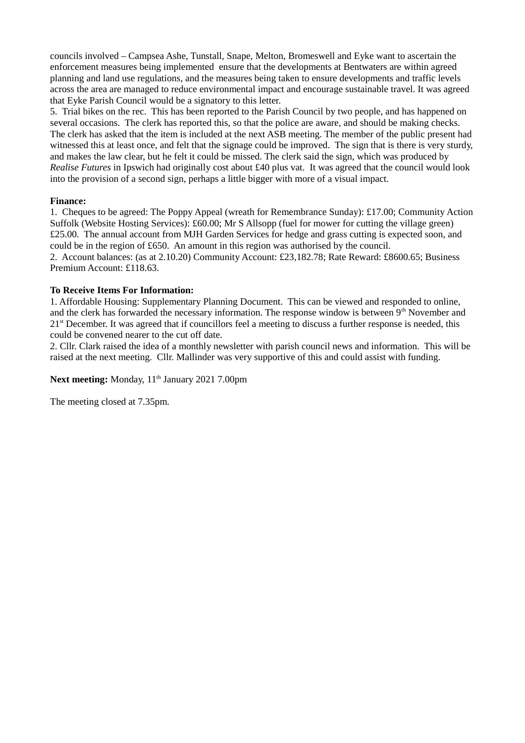councils involved – Campsea Ashe, Tunstall, Snape, Melton, Bromeswell and Eyke want to ascertain the enforcement measures being implemented ensure that the developments at Bentwaters are within agreed planning and land use regulations, and the measures being taken to ensure developments and traffic levels across the area are managed to reduce environmental impact and encourage sustainable travel. It was agreed that Eyke Parish Council would be a signatory to this letter.

5. Trial bikes on the rec. This has been reported to the Parish Council by two people, and has happened on several occasions. The clerk has reported this, so that the police are aware, and should be making checks. The clerk has asked that the item is included at the next ASB meeting. The member of the public present had witnessed this at least once, and felt that the signage could be improved. The sign that is there is very sturdy, and makes the law clear, but he felt it could be missed. The clerk said the sign, which was produced by *Realise Futures* in Ipswich had originally cost about £40 plus vat. It was agreed that the council would look into the provision of a second sign, perhaps a little bigger with more of a visual impact.

**Finance:**

1. Cheques to be agreed: The Poppy Appeal (wreath for Remembrance Sunday): £17.00; Community Action Suffolk (Website Hosting Services): £60.00; Mr S Allsopp (fuel for mower for cutting the village green) £25.00. The annual account from MJH Garden Services for hedge and grass cutting is expected soon, and could be in the region of £650. An amount in this region was authorised by the council.
2. Account balances: (as at 2.10.20) Community Account: £23,182.78; Rate Reward: £8600.65; Business Premium Account: £118.63.

**To Receive Items For Information:**

1. Affordable Housing: Supplementary Planning Document. This can be viewed and responded to online, and the clerk has forwarded the necessary information. The response window is between 9th November and 21st December. It was agreed that if councillors feel a meeting to discuss a further response is needed, this could be convened nearer to the cut off date.
2. Cllr. Clark raised the idea of a monthly newsletter with parish council news and information. This will be raised at the next meeting. Cllr. Mallinder was very supportive of this and could assist with funding.

**Next meeting:** Monday, 11th January 2021 7.00pm

The meeting closed at 7.35pm.